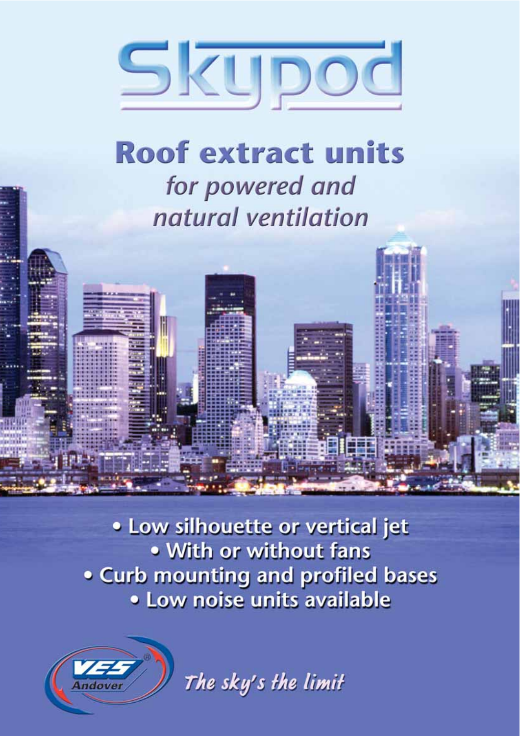# Skypod

## Roof extract units

*for powered and natural ventilation*

- Low silhouette or vertical jet
- With or without fans
- Curb mounting and profiled bases
- Low noise units available

VES® Andover

*The sky's the limit*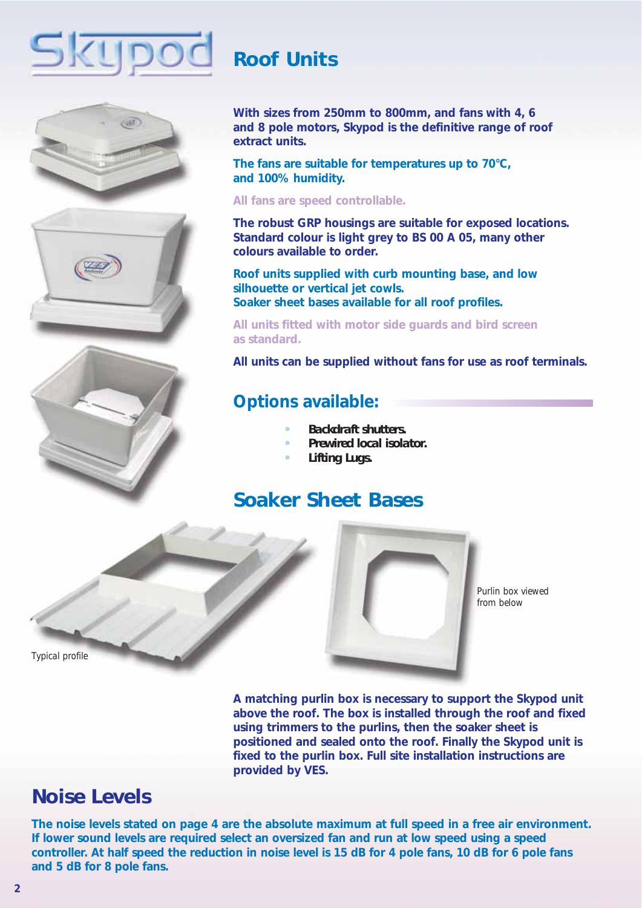# Skypod Roof Units

**With sizes from 250mm to 800mm, and fans with 4, 6 and 8 pole motors, Skypod is the definitive range of roof extract units.**

**The fans are suitable for temperatures up to 70°C, and 100% humidity.**

**All fans are speed controllable.**

**The robust GRP housings are suitable for exposed locations. Standard colour is light grey to BS 00 A 05, many other colours available to order.**

**Roof units supplied with curb mounting base, and low silhouette or vertical jet cowls.**
**Soaker sheet bases available for all roof profiles.**

**All units fitted with motor side guards and bird screen as standard.**

**All units can be supplied without fans for use as roof terminals.**

## Options available:

- **Backdraft shutters.**
- **Prewired local isolator.**
- **Lifting Lugs.**

## Soaker Sheet Bases

Typical profile

Purlin box viewed from below

**A matching purlin box is necessary to support the Skypod unit above the roof. The box is installed through the roof and fixed using trimmers to the purlins, then the soaker sheet is positioned and sealed onto the roof. Finally the Skypod unit is fixed to the purlin box. Full site installation instructions are provided by VES.**

## Noise Levels

**The noise levels stated on page 4 are the absolute maximum at full speed in a free air environment. If lower sound levels are required select an oversized fan and run at low speed using a speed controller. At half speed the reduction in noise level is 15 dB for 4 pole fans, 10 dB for 6 pole fans and 5 dB for 8 pole fans.**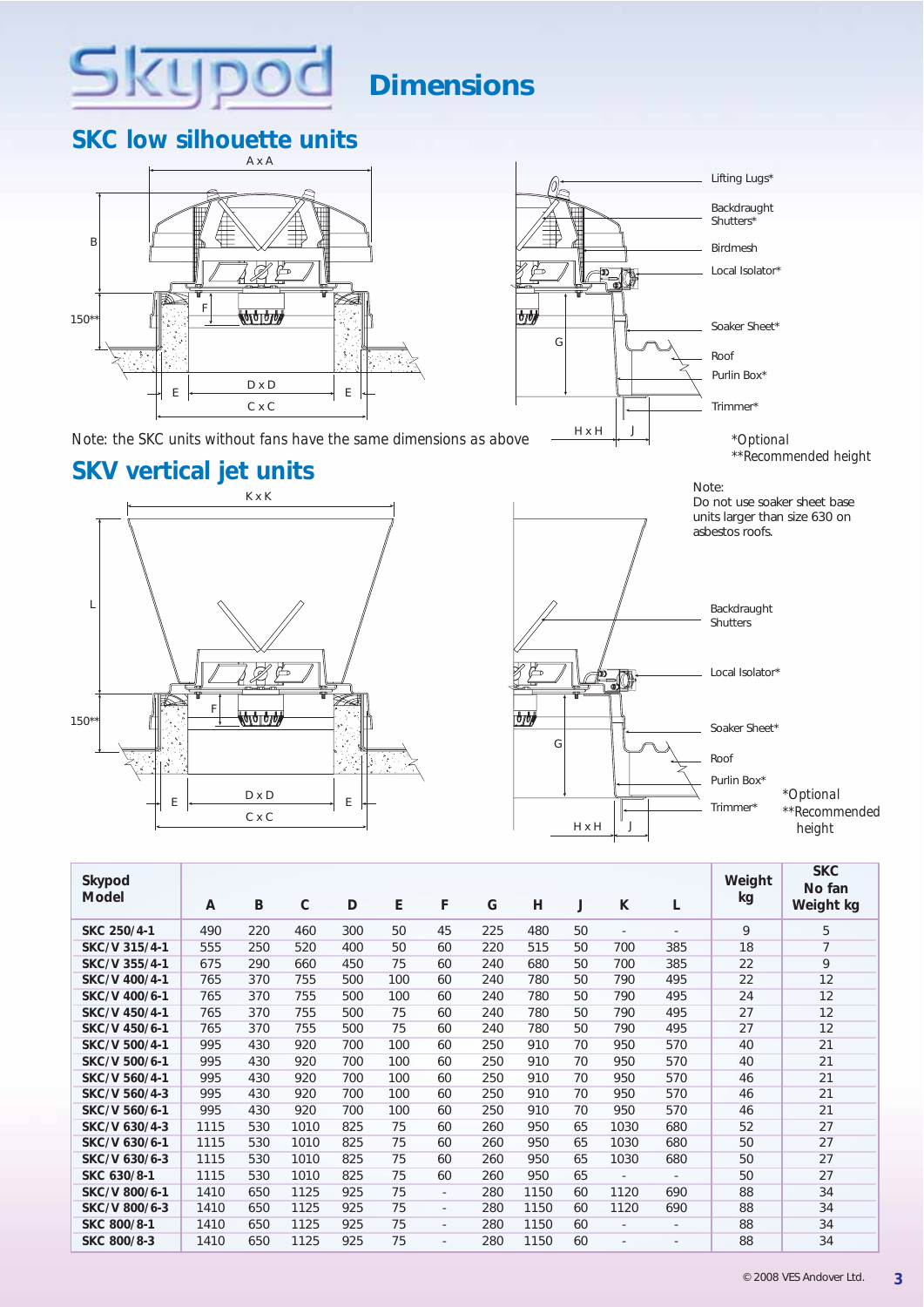# Skypod Dimensions

## SKC low silhouette units

A x A

B

150**

F

D x D

E

C x C

G

H x H

J

Lifting Lugs*

Backdraught Shutters*

Birdmesh

Local Isolator*

Soaker Sheet*

Roof

Purlin Box*

Trimmer*

Note: the SKC units without fans have the same dimensions as above

*Optional
**Recommended height

## SKV vertical jet units

Note:
Do not use soaker sheet base units larger than size 630 on asbestos roofs.

K x K

L

150**

F

D x D

E

C x C

G

H x H

J

Backdraught Shutters

Local Isolator*

Soaker Sheet*

Roof

Purlin Box*

Trimmer*

*Optional
**Recommended height

| Skypod Model | A | B | C | D | E | F | G | H | J | K | L | Weight kg | SKC No fan Weight kg |
|---|---|---|---|---|---|---|---|---|---|---|---|---|---|
| **SKC 250/4-1** | 490 | 220 | 460 | 300 | 50 | 45 | 225 | 480 | 50 | - | - | 9 | 5 |
| **SKC/V 315/4-1** | 555 | 250 | 520 | 400 | 50 | 60 | 220 | 515 | 50 | 700 | 385 | 18 | 7 |
| **SKC/V 355/4-1** | 675 | 290 | 660 | 450 | 75 | 60 | 240 | 680 | 50 | 700 | 385 | 22 | 9 |
| **SKC/V 400/4-1** | 765 | 370 | 755 | 500 | 100 | 60 | 240 | 780 | 50 | 790 | 495 | 22 | 12 |
| **SKC/V 400/6-1** | 765 | 370 | 755 | 500 | 100 | 60 | 240 | 780 | 50 | 790 | 495 | 24 | 12 |
| **SKC/V 450/4-1** | 765 | 370 | 755 | 500 | 75 | 60 | 240 | 780 | 50 | 790 | 495 | 27 | 12 |
| **SKC/V 450/6-1** | 765 | 370 | 755 | 500 | 75 | 60 | 240 | 780 | 50 | 790 | 495 | 27 | 12 |
| **SKC/V 500/4-1** | 995 | 430 | 920 | 700 | 100 | 60 | 250 | 910 | 70 | 950 | 570 | 40 | 21 |
| **SKC/V 500/6-1** | 995 | 430 | 920 | 700 | 100 | 60 | 250 | 910 | 70 | 950 | 570 | 40 | 21 |
| **SKC/V 560/4-1** | 995 | 430 | 920 | 700 | 100 | 60 | 250 | 910 | 70 | 950 | 570 | 46 | 21 |
| **SKC/V 560/4-3** | 995 | 430 | 920 | 700 | 100 | 60 | 250 | 910 | 70 | 950 | 570 | 46 | 21 |
| **SKC/V 560/6-1** | 995 | 430 | 920 | 700 | 100 | 60 | 250 | 910 | 70 | 950 | 570 | 46 | 21 |
| **SKC/V 630/4-3** | 1115 | 530 | 1010 | 825 | 75 | 60 | 260 | 950 | 65 | 1030 | 680 | 52 | 27 |
| **SKC/V 630/6-1** | 1115 | 530 | 1010 | 825 | 75 | 60 | 260 | 950 | 65 | 1030 | 680 | 50 | 27 |
| **SKC/V 630/6-3** | 1115 | 530 | 1010 | 825 | 75 | 60 | 260 | 950 | 65 | 1030 | 680 | 50 | 27 |
| **SKC 630/8-1** | 1115 | 530 | 1010 | 825 | 75 | 60 | 260 | 950 | 65 | - | - | 50 | 27 |
| **SKC/V 800/6-1** | 1410 | 650 | 1125 | 925 | 75 | - | 280 | 1150 | 60 | 1120 | 690 | 88 | 34 |
| **SKC/V 800/6-3** | 1410 | 650 | 1125 | 925 | 75 | - | 280 | 1150 | 60 | 1120 | 690 | 88 | 34 |
| **SKC 800/8-1** | 1410 | 650 | 1125 | 925 | 75 | - | 280 | 1150 | 60 | - | - | 88 | 34 |
| **SKC 800/8-3** | 1410 | 650 | 1125 | 925 | 75 | - | 280 | 1150 | 60 | - | - | 88 | 34 |

© 2008 VES Andover Ltd.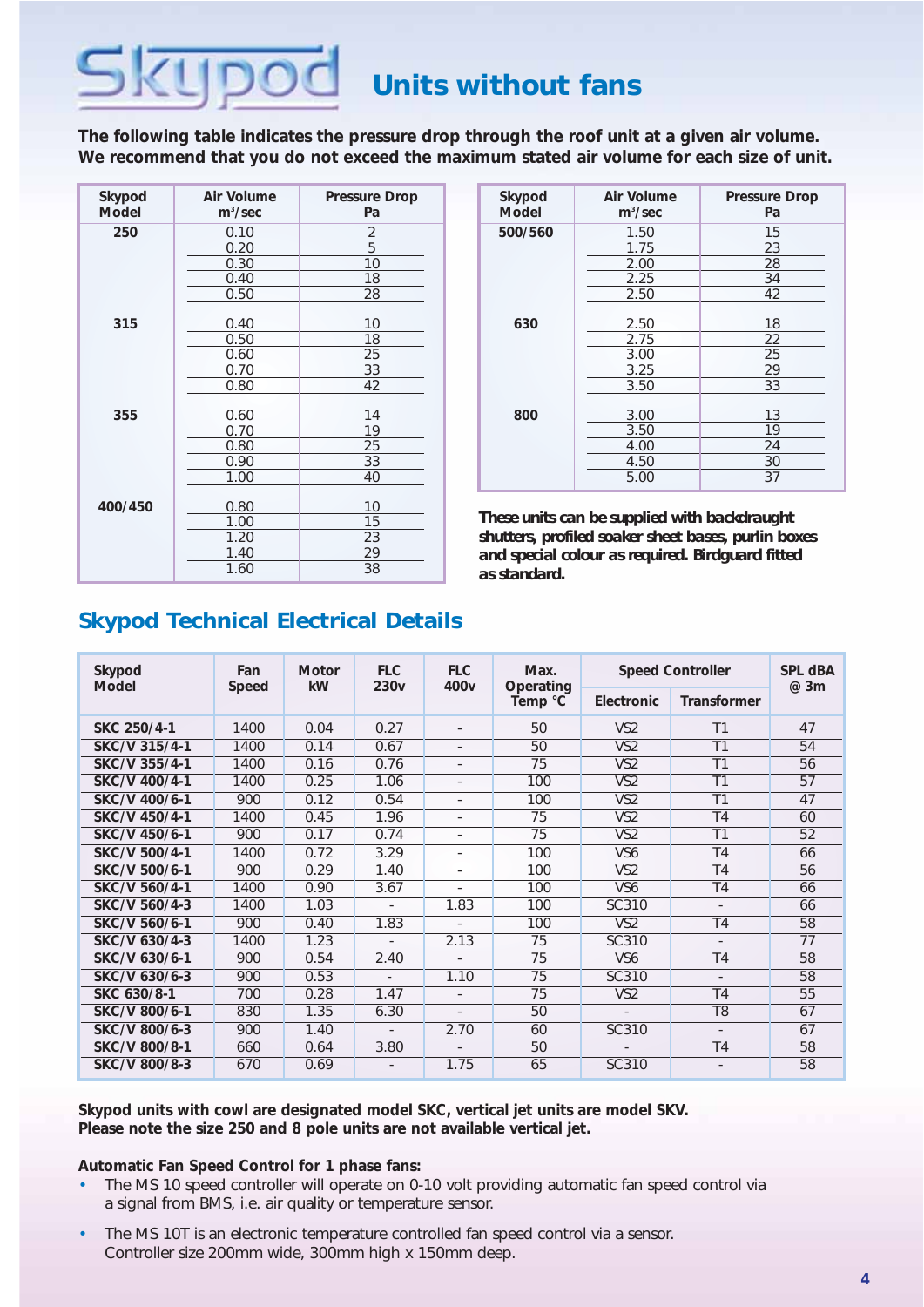# Skypod Units without fans

**The following table indicates the pressure drop through the roof unit at a given air volume. We recommend that you do not exceed the maximum stated air volume for each size of unit.**

| Skypod Model | Air Volume $m^3$/sec | Pressure Drop Pa |
|---|---|---|
| 250 | 0.10 | 2 |
| | 0.20 | 5 |
| | 0.30 | 10 |
| | 0.40 | 18 |
| | 0.50 | 28 |
| 315 | 0.40 | 10 |
| | 0.50 | 18 |
| | 0.60 | 25 |
| | 0.70 | 33 |
| | 0.80 | 42 |
| 355 | 0.60 | 14 |
| | 0.70 | 19 |
| | 0.80 | 25 |
| | 0.90 | 33 |
| | 1.00 | 40 |
| 400/450 | 0.80 | 10 |
| | 1.00 | 15 |
| | 1.20 | 23 |
| | 1.40 | 29 |
| | 1.60 | 38 |

| Skypod Model | Air Volume $m^3$/sec | Pressure Drop Pa |
|---|---|---|
| 500/560 | 1.50 | 15 |
| | 1.75 | 23 |
| | 2.00 | 28 |
| | 2.25 | 34 |
| | 2.50 | 42 |
| 630 | 2.50 | 18 |
| | 2.75 | 22 |
| | 3.00 | 25 |
| | 3.25 | 29 |
| | 3.50 | 33 |
| 800 | 3.00 | 13 |
| | 3.50 | 19 |
| | 4.00 | 24 |
| | 4.50 | 30 |
| | 5.00 | 37 |

***These units can be supplied with backdraught shutters, profiled soaker sheet bases, purlin boxes and special colour as required. Birdguard fitted as standard.***

## Skypod Technical Electrical Details

| Skypod Model | Fan Speed | Motor kW | FLC 230v | FLC 400v | Max. Operating Temp °C | Speed Controller | | SPL dBA @ 3m |
|---|---|---|---|---|---|---|---|---|
| | | | | | | Electronic | Transformer | |
| SKC 250/4-1 | 1400 | 0.04 | 0.27 | - | 50 | VS2 | T1 | 47 |
| SKC/V 315/4-1 | 1400 | 0.14 | 0.67 | - | 50 | VS2 | T1 | 54 |
| SKC/V 355/4-1 | 1400 | 0.16 | 0.76 | - | 75 | VS2 | T1 | 56 |
| SKC/V 400/4-1 | 1400 | 0.25 | 1.06 | - | 100 | VS2 | T1 | 57 |
| SKC/V 400/6-1 | 900 | 0.12 | 0.54 | - | 100 | VS2 | T1 | 47 |
| SKC/V 450/4-1 | 1400 | 0.45 | 1.96 | - | 75 | VS2 | T4 | 60 |
| SKC/V 450/6-1 | 900 | 0.17 | 0.74 | - | 75 | VS2 | T1 | 52 |
| SKC/V 500/4-1 | 1400 | 0.72 | 3.29 | - | 100 | VS6 | T4 | 66 |
| SKC/V 500/6-1 | 900 | 0.29 | 1.40 | - | 100 | VS2 | T4 | 56 |
| SKC/V 560/4-1 | 1400 | 0.90 | 3.67 | - | 100 | VS6 | T4 | 66 |
| SKC/V 560/4-3 | 1400 | 1.03 | - | 1.83 | 100 | SC310 | - | 66 |
| SKC/V 560/6-1 | 900 | 0.40 | 1.83 | - | 100 | VS2 | T4 | 58 |
| SKC/V 630/4-3 | 1400 | 1.23 | - | 2.13 | 75 | SC310 | - | 77 |
| SKC/V 630/6-1 | 900 | 0.54 | 2.40 | - | 75 | VS6 | T4 | 58 |
| SKC/V 630/6-3 | 900 | 0.53 | - | 1.10 | 75 | SC310 | - | 58 |
| SKC 630/8-1 | 700 | 0.28 | 1.47 | - | 75 | VS2 | T4 | 55 |
| SKC/V 800/6-1 | 830 | 1.35 | 6.30 | - | 50 | - | T8 | 67 |
| SKC/V 800/6-3 | 900 | 1.40 | - | 2.70 | 60 | SC310 | - | 67 |
| SKC/V 800/8-1 | 660 | 0.64 | 3.80 | - | 50 | - | T4 | 58 |
| SKC/V 800/8-3 | 670 | 0.69 | - | 1.75 | 65 | SC310 | - | 58 |

**Skypod units with cowl are designated model SKC, vertical jet units are model SKV. Please note the size 250 and 8 pole units are not available vertical jet.**

**Automatic Fan Speed Control for 1 phase fans:**

- The MS 10 speed controller will operate on 0-10 volt providing automatic fan speed control via a signal from BMS, i.e. air quality or temperature sensor.
- The MS 10T is an electronic temperature controlled fan speed control via a sensor. Controller size 200mm wide, 300mm high x 150mm deep.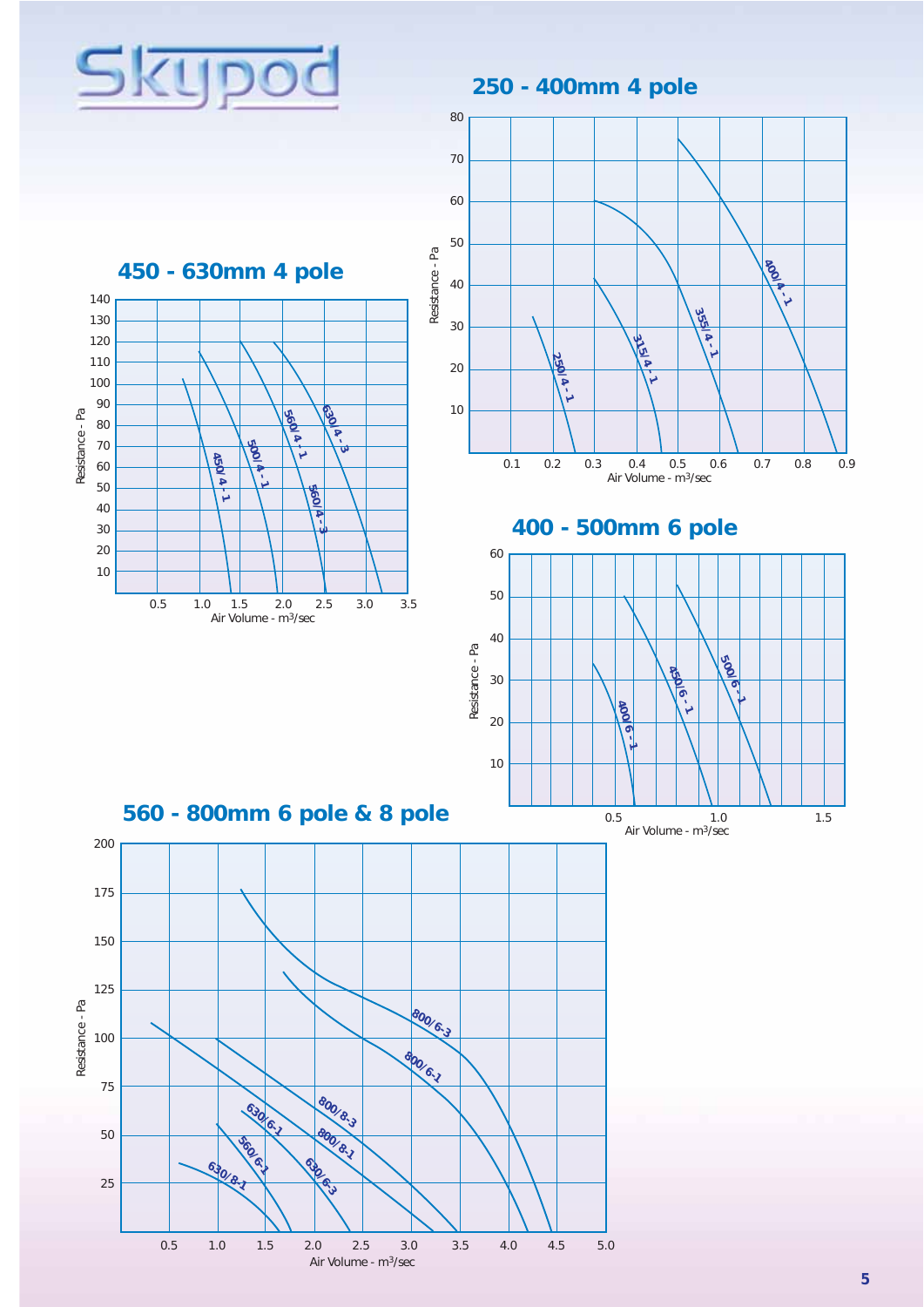# Skypod

## 250 - 400mm 4 pole

Resistance - Pa

Air Volume - m³/sec

250/4-1, 315/4-1, 355/4-1, 400/4-1

## 450 - 630mm 4 pole

Resistance - Pa

Air Volume - m³/sec

450/4-1, 500/4-1, 560/4-1, 560/4-3, 630/4-3

## 400 - 500mm 6 pole

Resistance - Pa

Air Volume - m³/sec

400/6-1, 450/6-1, 500/6-1

## 560 - 800mm 6 pole & 8 pole

Resistance - Pa

Air Volume - m³/sec

630/8-1, 560/6-1, 630/6-1, 630/6-3, 800/8-1, 800/8-3, 800/6-1, 800/6-3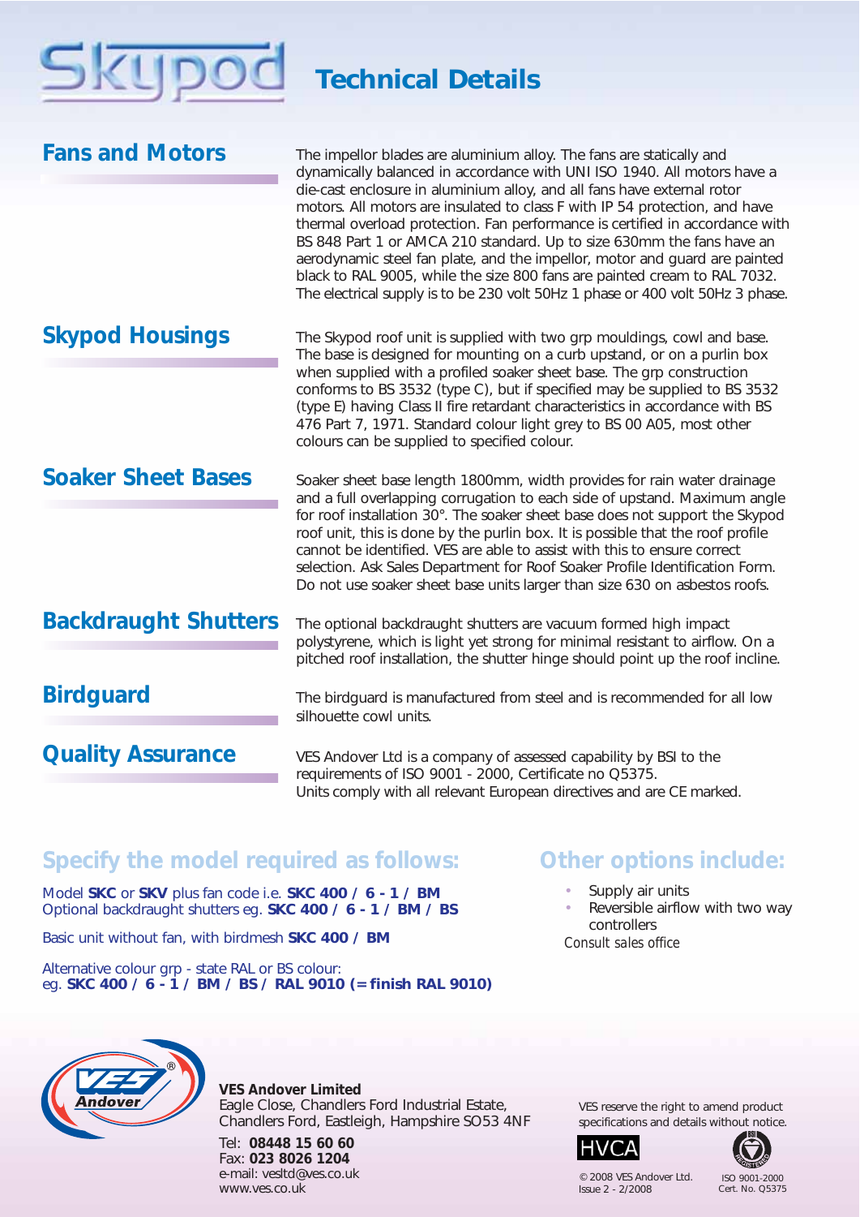# Skypod Technical Details

## Fans and Motors

The impellor blades are aluminium alloy. The fans are statically and dynamically balanced in accordance with UNI ISO 1940. All motors have a die-cast enclosure in aluminium alloy, and all fans have external rotor motors. All motors are insulated to class F with IP 54 protection, and have thermal overload protection. Fan performance is certified in accordance with BS 848 Part 1 or AMCA 210 standard. Up to size 630mm the fans have an aerodynamic steel fan plate, and the impellor, motor and guard are painted black to RAL 9005, while the size 800 fans are painted cream to RAL 7032. The electrical supply is to be 230 volt 50Hz 1 phase or 400 volt 50Hz 3 phase.

## Skypod Housings

The Skypod roof unit is supplied with two grp mouldings, cowl and base. The base is designed for mounting on a curb upstand, or on a purlin box when supplied with a profiled soaker sheet base. The grp construction conforms to BS 3532 (type C), but if specified may be supplied to BS 3532 (type E) having Class II fire retardant characteristics in accordance with BS 476 Part 7, 1971. Standard colour light grey to BS 00 A05, most other colours can be supplied to specified colour.

## Soaker Sheet Bases

Soaker sheet base length 1800mm, width provides for rain water drainage and a full overlapping corrugation to each side of upstand. Maximum angle for roof installation 30°. The soaker sheet base does not support the Skypod roof unit, this is done by the purlin box. It is possible that the roof profile cannot be identified. VES are able to assist with this to ensure correct selection. Ask Sales Department for Roof Soaker Profile Identification Form. Do not use soaker sheet base units larger than size 630 on asbestos roofs.

## Backdraught Shutters

The optional backdraught shutters are vacuum formed high impact polystyrene, which is light yet strong for minimal resistant to airflow. On a pitched roof installation, the shutter hinge should point up the roof incline.

## Birdguard

The birdguard is manufactured from steel and is recommended for all low silhouette cowl units.

## Quality Assurance

VES Andover Ltd is a company of assessed capability by BSI to the requirements of ISO 9001 - 2000, Certificate no Q5375.
Units comply with all relevant European directives and are CE marked.

## Specify the model required as follows:

Model **SKC** or **SKV** plus fan code i.e. **SKC 400 / 6 - 1 / BM**
Optional backdraught shutters eg. **SKC 400 / 6 - 1 / BM / BS**

Basic unit without fan, with birdmesh **SKC 400 / BM**

Alternative colour grp - state RAL or BS colour:
eg. **SKC 400 / 6 - 1 / BM / BS / RAL 9010 (= finish RAL 9010)**

## Other options include:

- Supply air units
- Reversible airflow with two way controllers

*Consult sales office*

**VES Andover Limited**
Eagle Close, Chandlers Ford Industrial Estate,
Chandlers Ford, Eastleigh, Hampshire SO53 4NF

Tel: **08448 15 60 60**
Fax: **023 8026 1204**
e-mail: vesltd@ves.co.uk
www.ves.co.uk

VES reserve the right to amend product specifications and details without notice.

HVCA

© 2008 VES Andover Ltd.
Issue 2 - 2/2008

ISO 9001-2000
Cert. No. Q5375